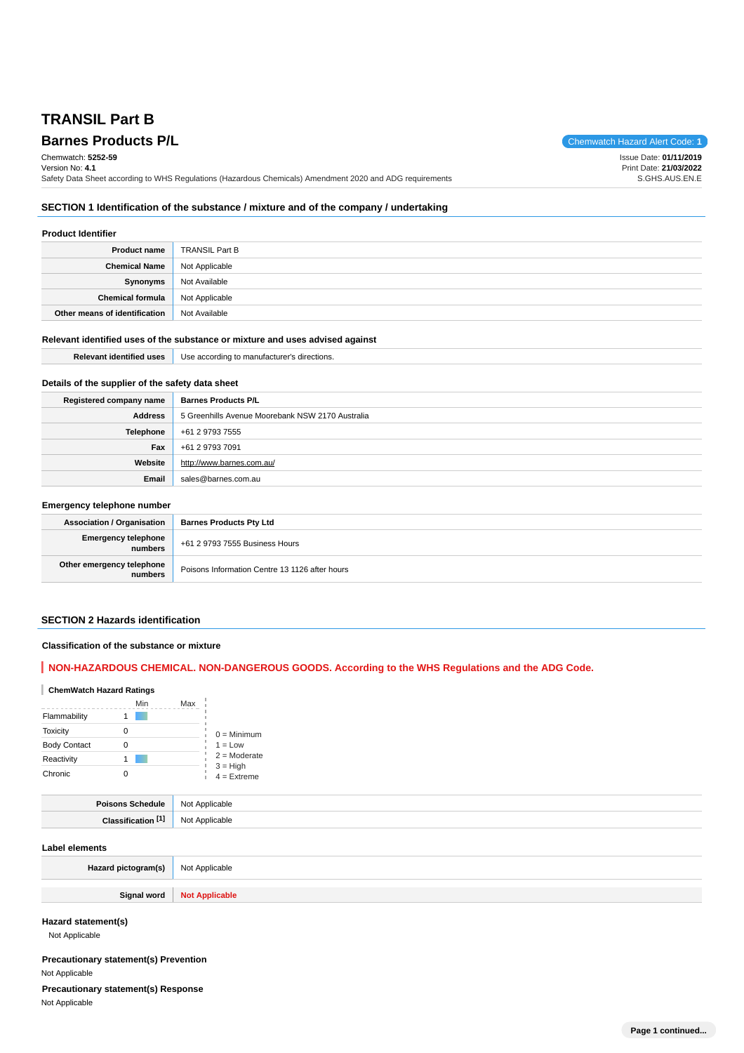# TRANSIL Part B

## Barnes Products P/L

Chemwatch Hazard Alert Code: **1**

Chemwatch: **5252-59**
Version No: **4.1**
Safety Data Sheet according to WHS Regulations (Hazardous Chemicals) Amendment 2020 and ADG requirements

Issue Date: **01/11/2019**
Print Date: **21/03/2022**
S.GHS.AUS.EN.E

## SECTION 1 Identification of the substance / mixture and of the company / undertaking

### Product Identifier

| | |
|---|---|
| **Product name** | TRANSIL Part B |
| **Chemical Name** | Not Applicable |
| **Synonyms** | Not Available |
| **Chemical formula** | Not Applicable |
| **Other means of identification** | Not Available |

### Relevant identified uses of the substance or mixture and uses advised against

| | |
|---|---|
| **Relevant identified uses** | Use according to manufacturer's directions. |

### Details of the supplier of the safety data sheet

| | |
|---|---|
| **Registered company name** | **Barnes Products P/L** |
| **Address** | 5 Greenhills Avenue Moorebank NSW 2170 Australia |
| **Telephone** | +61 2 9793 7555 |
| **Fax** | +61 2 9793 7091 |
| **Website** | http://www.barnes.com.au/ |
| **Email** | sales@barnes.com.au |

### Emergency telephone number

| | |
|---|---|
| **Association / Organisation** | **Barnes Products Pty Ltd** |
| **Emergency telephone numbers** | +61 2 9793 7555 Business Hours |
| **Other emergency telephone numbers** | Poisons Information Centre 13 1126 after hours |

## SECTION 2 Hazards identification

### Classification of the substance or mixture

**NON-HAZARDOUS CHEMICAL. NON-DANGEROUS GOODS. According to the WHS Regulations and the ADG Code.**

**ChemWatch Hazard Ratings**

| | Min | Max |
|---|---|---|
| Flammability | 1 | |
| Toxicity | 0 | |
| Body Contact | 0 | |
| Reactivity | 1 | |
| Chronic | 0 | |

0 = Minimum
1 = Low
2 = Moderate
3 = High
4 = Extreme

| | |
|---|---|
| **Poisons Schedule** | Not Applicable |
| **Classification [1]** | Not Applicable |

### Label elements

| | |
|---|---|
| **Hazard pictogram(s)** | Not Applicable |
| **Signal word** | **Not Applicable** |

### Hazard statement(s)

Not Applicable

### Precautionary statement(s) Prevention

Not Applicable

### Precautionary statement(s) Response

Not Applicable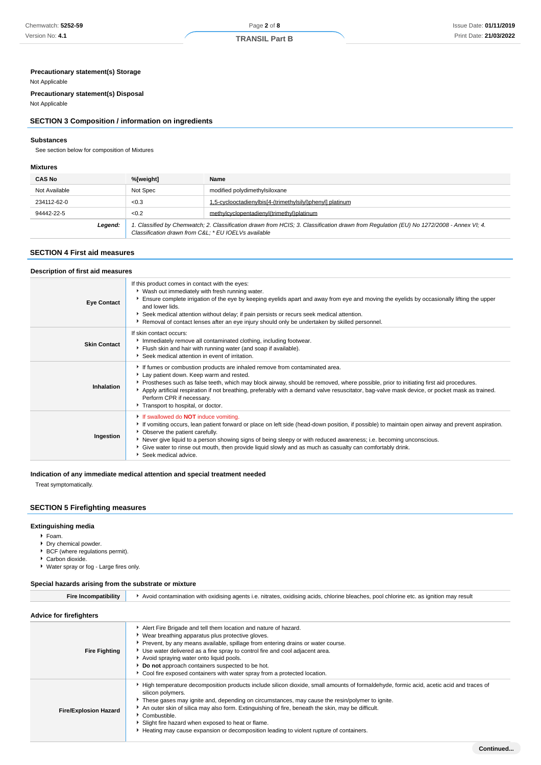### Precautionary statement(s) Storage

Not Applicable

### Precautionary statement(s) Disposal

Not Applicable

## SECTION 3 Composition / information on ingredients

### Substances

See section below for composition of Mixtures

### Mixtures

| CAS No | %[weight] | Name |
|---|---|---|
| Not Available | Not Spec | modified polydimethylsiloxane |
| 234112-62-0 | <0.3 | 1,5-cyclooctadienylbis[4-(trimethylsilyl)phenyl] platinum |
| 94442-22-5 | <0.2 | methylcyclopentadienyl(trimethyl)platinum |
| ***Legend:*** | *1. Classified by Chemwatch; 2. Classification drawn from HCIS; 3. Classification drawn from Regulation (EU) No 1272/2008 - Annex VI; 4. Classification drawn from C&L; * EU IOELVs available* | |

## SECTION 4 First aid measures

### Description of first aid measures

| | |
|---|---|
| **Eye Contact** | If this product comes in contact with the eyes:<br>▸ Wash out immediately with fresh running water.<br>▸ Ensure complete irrigation of the eye by keeping eyelids apart and away from eye and moving the eyelids by occasionally lifting the upper and lower lids.<br>▸ Seek medical attention without delay; if pain persists or recurs seek medical attention.<br>▸ Removal of contact lenses after an eye injury should only be undertaken by skilled personnel. |
| **Skin Contact** | If skin contact occurs:<br>▸ Immediately remove all contaminated clothing, including footwear.<br>▸ Flush skin and hair with running water (and soap if available).<br>▸ Seek medical attention in event of irritation. |
| **Inhalation** | ▸ If fumes or combustion products are inhaled remove from contaminated area.<br>▸ Lay patient down. Keep warm and rested.<br>▸ Prostheses such as false teeth, which may block airway, should be removed, where possible, prior to initiating first aid procedures.<br>▸ Apply artificial respiration if not breathing, preferably with a demand valve resuscitator, bag-valve mask device, or pocket mask as trained. Perform CPR if necessary.<br>▸ Transport to hospital, or doctor. |
| **Ingestion** | ▸ If swallowed do **NOT** induce vomiting.<br>▸ If vomiting occurs, lean patient forward or place on left side (head-down position, if possible) to maintain open airway and prevent aspiration.<br>▸ Observe the patient carefully.<br>▸ Never give liquid to a person showing signs of being sleepy or with reduced awareness; i.e. becoming unconscious.<br>▸ Give water to rinse out mouth, then provide liquid slowly and as much as casualty can comfortably drink.<br>▸ Seek medical advice. |

### Indication of any immediate medical attention and special treatment needed

Treat symptomatically.

## SECTION 5 Firefighting measures

### Extinguishing media

- Foam.
- Dry chemical powder.
- BCF (where regulations permit).
- Carbon dioxide.
- Water spray or fog - Large fires only.

### Special hazards arising from the substrate or mixture

| | |
|---|---|
| **Fire Incompatibility** | ▸ Avoid contamination with oxidising agents i.e. nitrates, oxidising acids, chlorine bleaches, pool chlorine etc. as ignition may result |

### Advice for firefighters

| | |
|---|---|
| **Fire Fighting** | ▸ Alert Fire Brigade and tell them location and nature of hazard.<br>▸ Wear breathing apparatus plus protective gloves.<br>▸ Prevent, by any means available, spillage from entering drains or water course.<br>▸ Use water delivered as a fine spray to control fire and cool adjacent area.<br>▸ Avoid spraying water onto liquid pools.<br>▸ **Do not** approach containers suspected to be hot.<br>▸ Cool fire exposed containers with water spray from a protected location. |
| **Fire/Explosion Hazard** | ▸ High temperature decomposition products include silicon dioxide, small amounts of formaldehyde, formic acid, acetic acid and traces of silicon polymers.<br>▸ These gases may ignite and, depending on circumstances, may cause the resin/polymer to ignite.<br>▸ An outer skin of silica may also form. Extinguishing of fire, beneath the skin, may be difficult.<br>▸ Combustible.<br>▸ Slight fire hazard when exposed to heat or flame.<br>▸ Heating may cause expansion or decomposition leading to violent rupture of containers. |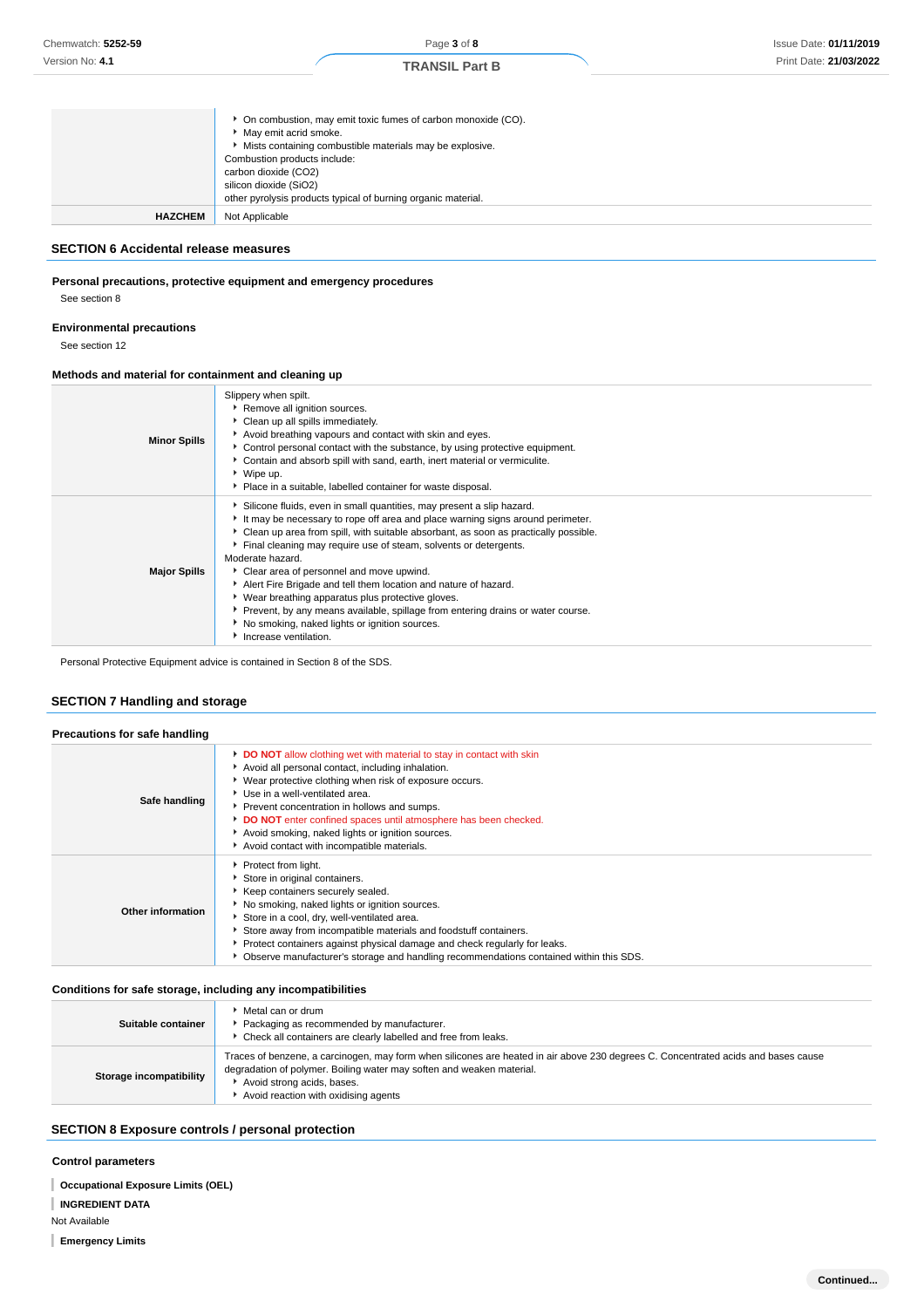|  |  |
|---|---|
|  | On combustion, may emit toxic fumes of carbon monoxide (CO).<br>May emit acrid smoke.<br>Mists containing combustible materials may be explosive.<br>Combustion products include:<br>carbon dioxide ($CO_2$)<br>silicon dioxide ($SiO_2$)<br>other pyrolysis products typical of burning organic material. |
| **HAZCHEM** | Not Applicable |

## SECTION 6 Accidental release measures

### Personal precautions, protective equipment and emergency procedures

See section 8

### Environmental precautions

See section 12

### Methods and material for containment and cleaning up

|  |  |
|---|---|
| **Minor Spills** | Slippery when spilt.<br>Remove all ignition sources.<br>Clean up all spills immediately.<br>Avoid breathing vapours and contact with skin and eyes.<br>Control personal contact with the substance, by using protective equipment.<br>Contain and absorb spill with sand, earth, inert material or vermiculite.<br>Wipe up.<br>Place in a suitable, labelled container for waste disposal. |
| **Major Spills** | Silicone fluids, even in small quantities, may present a slip hazard.<br>It may be necessary to rope off area and place warning signs around perimeter.<br>Clean up area from spill, with suitable absorbant, as soon as practically possible.<br>Final cleaning may require use of steam, solvents or detergents.<br>Moderate hazard.<br>Clear area of personnel and move upwind.<br>Alert Fire Brigade and tell them location and nature of hazard.<br>Wear breathing apparatus plus protective gloves.<br>Prevent, by any means available, spillage from entering drains or water course.<br>No smoking, naked lights or ignition sources.<br>Increase ventilation. |

Personal Protective Equipment advice is contained in Section 8 of the SDS.

## SECTION 7 Handling and storage

### Precautions for safe handling

|  |  |
|---|---|
| **Safe handling** | **DO NOT** allow clothing wet with material to stay in contact with skin<br>Avoid all personal contact, including inhalation.<br>Wear protective clothing when risk of exposure occurs.<br>Use in a well-ventilated area.<br>Prevent concentration in hollows and sumps.<br>**DO NOT** enter confined spaces until atmosphere has been checked.<br>Avoid smoking, naked lights or ignition sources.<br>Avoid contact with incompatible materials. |
| **Other information** | Protect from light.<br>Store in original containers.<br>Keep containers securely sealed.<br>No smoking, naked lights or ignition sources.<br>Store in a cool, dry, well-ventilated area.<br>Store away from incompatible materials and foodstuff containers.<br>Protect containers against physical damage and check regularly for leaks.<br>Observe manufacturer's storage and handling recommendations contained within this SDS. |

### Conditions for safe storage, including any incompatibilities

|  |  |
|---|---|
| **Suitable container** | Metal can or drum<br>Packaging as recommended by manufacturer.<br>Check all containers are clearly labelled and free from leaks. |
| **Storage incompatibility** | Traces of benzene, a carcinogen, may form when silicones are heated in air above 230 degrees C. Concentrated acids and bases cause degradation of polymer. Boiling water may soften and weaken material.<br>Avoid strong acids, bases.<br>Avoid reaction with oxidising agents |

## SECTION 8 Exposure controls / personal protection

### Control parameters

**Occupational Exposure Limits (OEL)**

**INGREDIENT DATA**

Not Available

**Emergency Limits**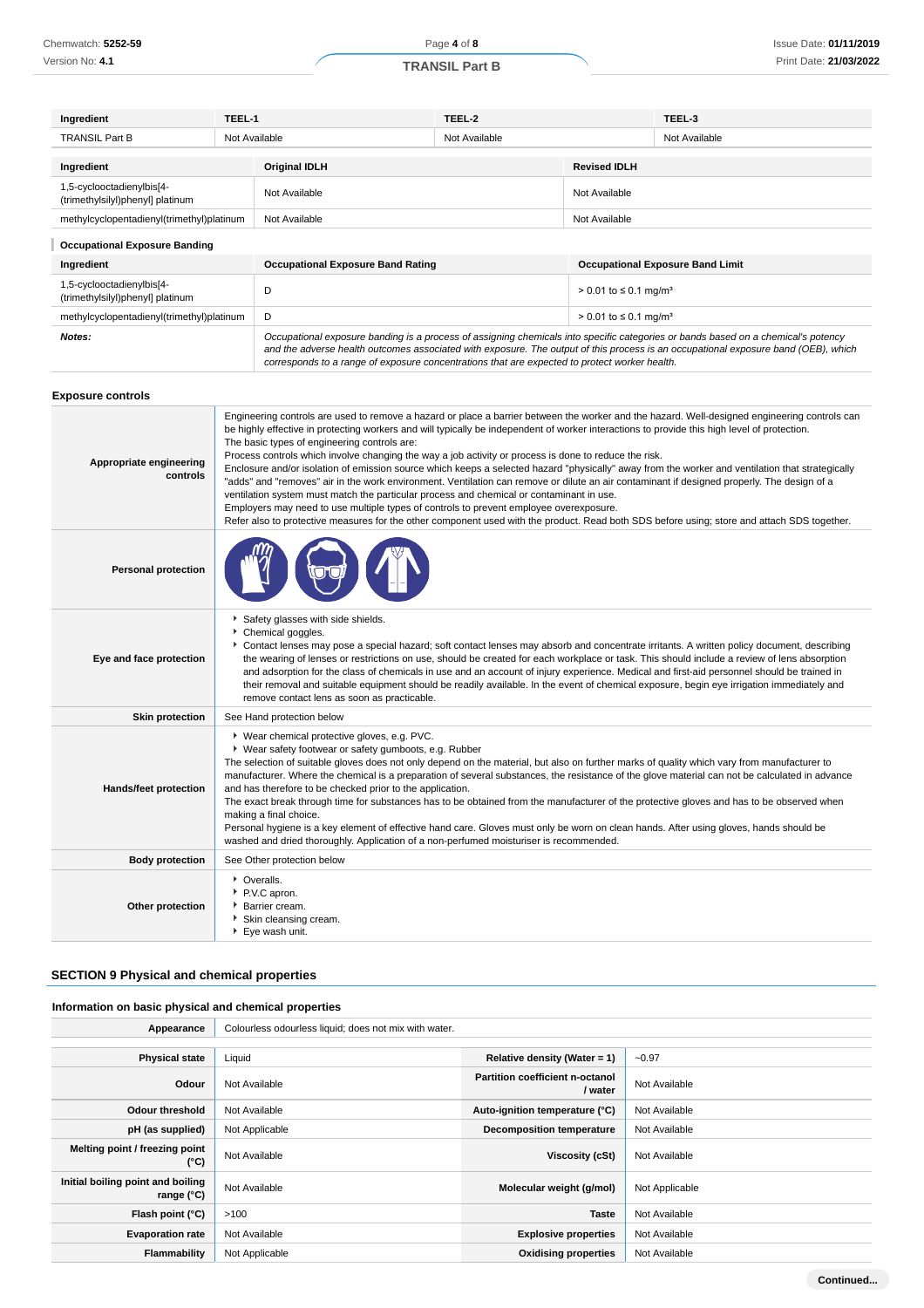| Ingredient | TEEL-1 | TEEL-2 | TEEL-3 |
|---|---|---|---|
| TRANSIL Part B | Not Available | Not Available | Not Available |

| Ingredient | Original IDLH | Revised IDLH |
|---|---|---|
| 1,5-cyclooctadienylbis[4-(trimethylsilyl)phenyl] platinum | Not Available | Not Available |
| methylcyclopentadienyl(trimethyl)platinum | Not Available | Not Available |

### Occupational Exposure Banding

| Ingredient | Occupational Exposure Band Rating | Occupational Exposure Band Limit |
|---|---|---|
| 1,5-cyclooctadienylbis[4-(trimethylsilyl)phenyl] platinum | D | > 0.01 to ≤ 0.1 mg/m³ |
| methylcyclopentadienyl(trimethyl)platinum | D | > 0.01 to ≤ 0.1 mg/m³ |
| ***Notes:*** | *Occupational exposure banding is a process of assigning chemicals into specific categories or bands based on a chemical's potency and the adverse health outcomes associated with exposure. The output of this process is an occupational exposure band (OEB), which corresponds to a range of exposure concentrations that are expected to protect worker health.* | |

### Exposure controls

| | |
|---|---|
| **Appropriate engineering controls** | Engineering controls are used to remove a hazard or place a barrier between the worker and the hazard. Well-designed engineering controls can be highly effective in protecting workers and will typically be independent of worker interactions to provide this high level of protection.<br>The basic types of engineering controls are:<br>Process controls which involve changing the way a job activity or process is done to reduce the risk.<br>Enclosure and/or isolation of emission source which keeps a selected hazard "physically" away from the worker and ventilation that strategically "adds" and "removes" air in the work environment. Ventilation can remove or dilute an air contaminant if designed properly. The design of a ventilation system must match the particular process and chemical or contaminant in use.<br>Employers may need to use multiple types of controls to prevent employee overexposure.<br>Refer also to protective measures for the other component used with the product. Read both SDS before using; store and attach SDS together. |
| **Personal protection** | |
| **Eye and face protection** | ▶ Safety glasses with side shields.<br>▶ Chemical goggles.<br>▶ Contact lenses may pose a special hazard; soft contact lenses may absorb and concentrate irritants. A written policy document, describing the wearing of lenses or restrictions on use, should be created for each workplace or task. This should include a review of lens absorption and adsorption for the class of chemicals in use and an account of injury experience. Medical and first-aid personnel should be trained in their removal and suitable equipment should be readily available. In the event of chemical exposure, begin eye irrigation immediately and remove contact lens as soon as practicable. |
| **Skin protection** | See Hand protection below |
| **Hands/feet protection** | ▶ Wear chemical protective gloves, e.g. PVC.<br>▶ Wear safety footwear or safety gumboots, e.g. Rubber<br>The selection of suitable gloves does not only depend on the material, but also on further marks of quality which vary from manufacturer to manufacturer. Where the chemical is a preparation of several substances, the resistance of the glove material can not be calculated in advance and has therefore to be checked prior to the application.<br>The exact break through time for substances has to be obtained from the manufacturer of the protective gloves and has to be observed when making a final choice.<br>Personal hygiene is a key element of effective hand care. Gloves must only be worn on clean hands. After using gloves, hands should be washed and dried thoroughly. Application of a non-perfumed moisturiser is recommended. |
| **Body protection** | See Other protection below |
| **Other protection** | ▶ Overalls.<br>▶ P.V.C apron.<br>▶ Barrier cream.<br>▶ Skin cleansing cream.<br>▶ Eye wash unit. |

## SECTION 9 Physical and chemical properties

### Information on basic physical and chemical properties

| | | | |
|---|---|---|---|
| **Appearance** | Colourless odourless liquid; does not mix with water. | | |
| **Physical state** | Liquid | **Relative density (Water = 1)** | ~0.97 |
| **Odour** | Not Available | **Partition coefficient n-octanol / water** | Not Available |
| **Odour threshold** | Not Available | **Auto-ignition temperature (°C)** | Not Available |
| **pH (as supplied)** | Not Applicable | **Decomposition temperature** | Not Available |
| **Melting point / freezing point (°C)** | Not Available | **Viscosity (cSt)** | Not Available |
| **Initial boiling point and boiling range (°C)** | Not Available | **Molecular weight (g/mol)** | Not Applicable |
| **Flash point (°C)** | >100 | **Taste** | Not Available |
| **Evaporation rate** | Not Available | **Explosive properties** | Not Available |
| **Flammability** | Not Applicable | **Oxidising properties** | Not Available |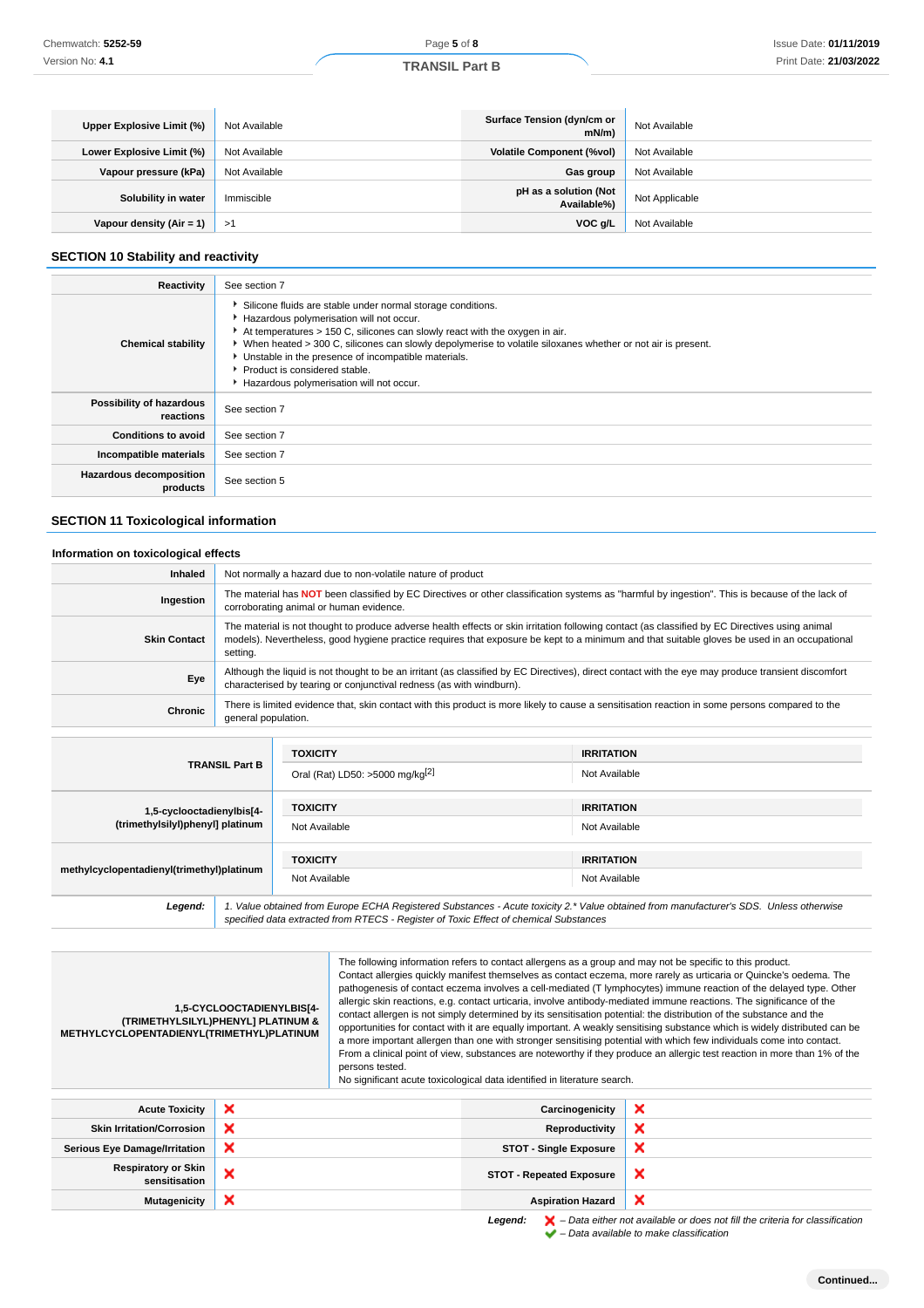| | | | |
|---|---|---|---|
| **Upper Explosive Limit (%)** | Not Available | **Surface Tension (dyn/cm or mN/m)** | Not Available |
| **Lower Explosive Limit (%)** | Not Available | **Volatile Component (%vol)** | Not Available |
| **Vapour pressure (kPa)** | Not Available | **Gas group** | Not Available |
| **Solubility in water** | Immiscible | **pH as a solution (Not Available%)** | Not Applicable |
| **Vapour density (Air = 1)** | >1 | **VOC g/L** | Not Available |

## SECTION 10 Stability and reactivity

| | |
|---|---|
| **Reactivity** | See section 7 |
| **Chemical stability** | ▸ Silicone fluids are stable under normal storage conditions.<br>▸ Hazardous polymerisation will not occur.<br>▸ At temperatures > 150 C, silicones can slowly react with the oxygen in air.<br>▸ When heated > 300 C, silicones can slowly depolymerise to volatile siloxanes whether or not air is present.<br>▸ Unstable in the presence of incompatible materials.<br>▸ Product is considered stable.<br>▸ Hazardous polymerisation will not occur. |
| **Possibility of hazardous reactions** | See section 7 |
| **Conditions to avoid** | See section 7 |
| **Incompatible materials** | See section 7 |
| **Hazardous decomposition products** | See section 5 |

## SECTION 11 Toxicological information

### Information on toxicological effects

| | |
|---|---|
| **Inhaled** | Not normally a hazard due to non-volatile nature of product |
| **Ingestion** | The material has **NOT** been classified by EC Directives or other classification systems as "harmful by ingestion". This is because of the lack of corroborating animal or human evidence. |
| **Skin Contact** | The material is not thought to produce adverse health effects or skin irritation following contact (as classified by EC Directives using animal models). Nevertheless, good hygiene practice requires that exposure be kept to a minimum and that suitable gloves be used in an occupational setting. |
| **Eye** | Although the liquid is not thought to be an irritant (as classified by EC Directives), direct contact with the eye may produce transient discomfort characterised by tearing or conjunctival redness (as with windburn). |
| **Chronic** | There is limited evidence that, skin contact with this product is more likely to cause a sensitisation reaction in some persons compared to the general population. |

| | TOXICITY | IRRITATION |
|---|---|---|
| **TRANSIL Part B** | Oral (Rat) LD50: >5000 mg/kg[2] | Not Available |
| **1,5-cyclooctadienylbis[4-(trimethylsilyl)phenyl] platinum** | Not Available | Not Available |
| **methylcyclopentadienyl(trimethyl)platinum** | Not Available | Not Available |
| ***Legend:*** | *1. Value obtained from Europe ECHA Registered Substances - Acute toxicity 2.\* Value obtained from manufacturer's SDS. Unless otherwise specified data extracted from RTECS - Register of Toxic Effect of chemical Substances* | |

| | |
|---|---|
| **1,5-CYCLOOCTADIENYLBIS[4-(TRIMETHYLSILYL)PHENYL] PLATINUM & METHYLCYCLOPENTADIENYL(TRIMETHYL)PLATINUM** | The following information refers to contact allergens as a group and may not be specific to this product.<br>Contact allergies quickly manifest themselves as contact eczema, more rarely as urticaria or Quincke's oedema. The pathogenesis of contact eczema involves a cell-mediated (T lymphocytes) immune reaction of the delayed type. Other allergic skin reactions, e.g. contact urticaria, involve antibody-mediated immune reactions. The significance of the contact allergen is not simply determined by its sensitisation potential: the distribution of the substance and the opportunities for contact with it are equally important. A weakly sensitising substance which is widely distributed can be a more important allergen than one with stronger sensitising potential with which few individuals come into contact. From a clinical point of view, substances are noteworthy if they produce an allergic test reaction in more than 1% of the persons tested.<br>No significant acute toxicological data identified in literature search. |

| | | | |
|---|---|---|---|
| **Acute Toxicity** | ✘ | **Carcinogenicity** | ✘ |
| **Skin Irritation/Corrosion** | ✘ | **Reproductivity** | ✘ |
| **Serious Eye Damage/Irritation** | ✘ | **STOT - Single Exposure** | ✘ |
| **Respiratory or Skin sensitisation** | ✘ | **STOT - Repeated Exposure** | ✘ |
| **Mutagenicity** | ✘ | **Aspiration Hazard** | ✘ |

***Legend:*** ✘ *– Data either not available or does not fill the criteria for classification*
✔ *– Data available to make classification*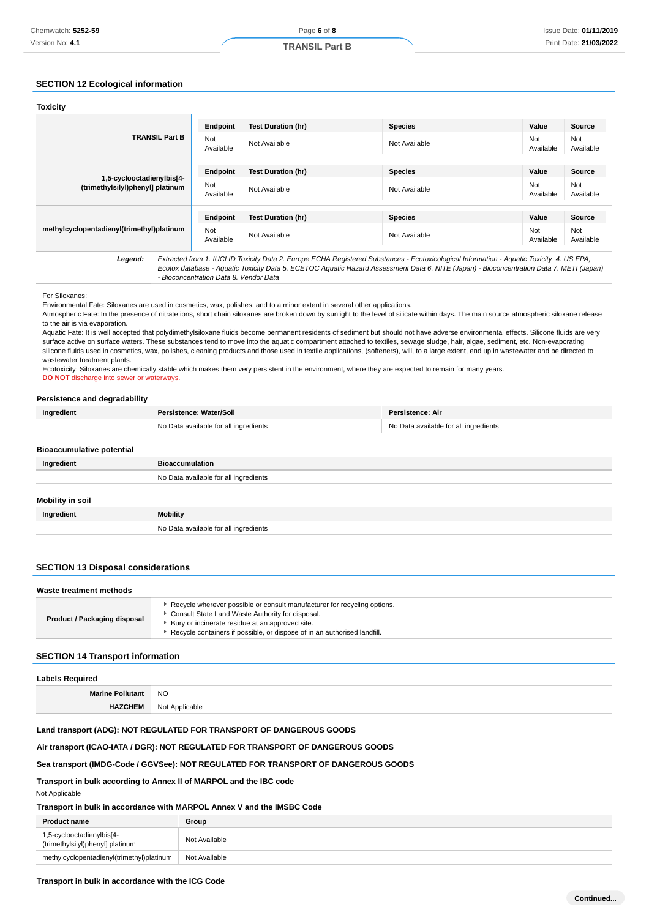## SECTION 12 Ecological information

### Toxicity

| | Endpoint | Test Duration (hr) | Species | Value | Source |
|---|---|---|---|---|---|
| TRANSIL Part B | Not Available | Not Available | Not Available | Not Available | Not Available |
| 1,5-cyclooctadienylbis[4-(trimethylsilyl)phenyl] platinum | Not Available | Not Available | Not Available | Not Available | Not Available |
| methylcyclopentadienyl(trimethyl)platinum | Not Available | Not Available | Not Available | Not Available | Not Available |

**Legend:** *Extracted from 1. IUCLID Toxicity Data 2. Europe ECHA Registered Substances - Ecotoxicological Information - Aquatic Toxicity 4. US EPA, Ecotox database - Aquatic Toxicity Data 5. ECETOC Aquatic Hazard Assessment Data 6. NITE (Japan) - Bioconcentration Data 7. METI (Japan) - Bioconcentration Data 8. Vendor Data*

For Siloxanes:
Environmental Fate: Siloxanes are used in cosmetics, wax, polishes, and to a minor extent in several other applications.
Atmospheric Fate: In the presence of nitrate ions, short chain siloxanes are broken down by sunlight to the level of silicate within days. The main source atmospheric siloxane release to the air is via evaporation.
Aquatic Fate: It is well accepted that polydimethylsiloxane fluids become permanent residents of sediment but should not have adverse environmental effects. Silicone fluids are very surface active on surface waters. These substances tend to move into the aquatic compartment attached to textiles, sewage sludge, hair, algae, sediment, etc. Non-evaporating silicone fluids used in cosmetics, wax, polishes, cleaning products and those used in textile applications, (softeners), will, to a large extent, end up in wastewater and be directed to wastewater treatment plants.
Ecotoxicity: Siloxanes are chemically stable which makes them very persistent in the environment, where they are expected to remain for many years.
**DO NOT** discharge into sewer or waterways.

### Persistence and degradability

| Ingredient | Persistence: Water/Soil | Persistence: Air |
|---|---|---|
| | No Data available for all ingredients | No Data available for all ingredients |

### Bioaccumulative potential

| Ingredient | Bioaccumulation |
|---|---|
| | No Data available for all ingredients |

### Mobility in soil

| Ingredient | Mobility |
|---|---|
| | No Data available for all ingredients |

## SECTION 13 Disposal considerations

### Waste treatment methods

| | |
|---|---|
| **Product / Packaging disposal** | ▸ Recycle wherever possible or consult manufacturer for recycling options.<br>▸ Consult State Land Waste Authority for disposal.<br>▸ Bury or incinerate residue at an approved site.<br>▸ Recycle containers if possible, or dispose of in an authorised landfill. |

## SECTION 14 Transport information

### Labels Required

| | |
|---|---|
| **Marine Pollutant** | NO |
| **HAZCHEM** | Not Applicable |

**Land transport (ADG): NOT REGULATED FOR TRANSPORT OF DANGEROUS GOODS**

**Air transport (ICAO-IATA / DGR): NOT REGULATED FOR TRANSPORT OF DANGEROUS GOODS**

**Sea transport (IMDG-Code / GGVSee): NOT REGULATED FOR TRANSPORT OF DANGEROUS GOODS**

**Transport in bulk according to Annex II of MARPOL and the IBC code**

Not Applicable

**Transport in bulk in accordance with MARPOL Annex V and the IMSBC Code**

| Product name | Group |
|---|---|
| 1,5-cyclooctadienylbis[4-(trimethylsilyl)phenyl] platinum | Not Available |
| methylcyclopentadienyl(trimethyl)platinum | Not Available |

**Transport in bulk in accordance with the ICG Code**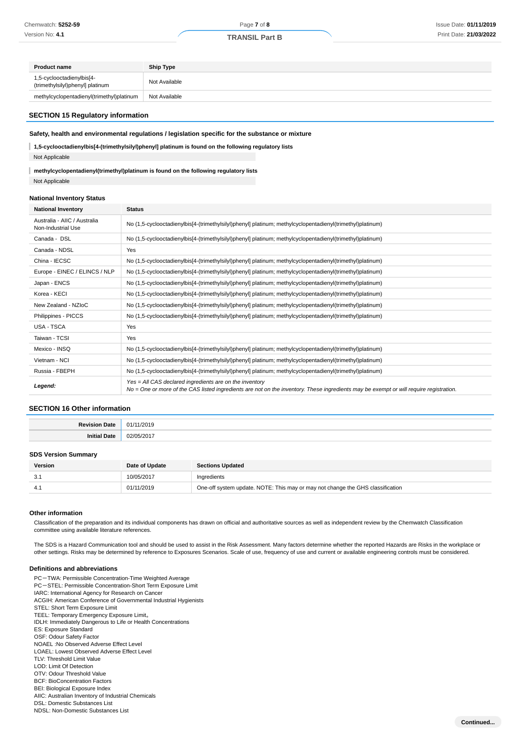| Product name | Ship Type |
| --- | --- |
| 1,5-cyclooctadienylbis[4-(trimethylsilyl)phenyl] platinum | Not Available |
| methylcyclopentadienyl(trimethyl)platinum | Not Available |

## SECTION 15 Regulatory information

### Safety, health and environmental regulations / legislation specific for the substance or mixture

**1,5-cyclooctadienylbis[4-(trimethylsilyl)phenyl] platinum is found on the following regulatory lists**

Not Applicable

**methylcyclopentadienyl(trimethyl)platinum is found on the following regulatory lists**

Not Applicable

### National Inventory Status

| National Inventory | Status |
| --- | --- |
| Australia - AIIC / Australia Non-Industrial Use | No (1,5-cyclooctadienylbis[4-(trimethylsilyl)phenyl] platinum; methylcyclopentadienyl(trimethyl)platinum) |
| Canada - DSL | No (1,5-cyclooctadienylbis[4-(trimethylsilyl)phenyl] platinum; methylcyclopentadienyl(trimethyl)platinum) |
| Canada - NDSL | Yes |
| China - IECSC | No (1,5-cyclooctadienylbis[4-(trimethylsilyl)phenyl] platinum; methylcyclopentadienyl(trimethyl)platinum) |
| Europe - EINEC / ELINCS / NLP | No (1,5-cyclooctadienylbis[4-(trimethylsilyl)phenyl] platinum; methylcyclopentadienyl(trimethyl)platinum) |
| Japan - ENCS | No (1,5-cyclooctadienylbis[4-(trimethylsilyl)phenyl] platinum; methylcyclopentadienyl(trimethyl)platinum) |
| Korea - KECI | No (1,5-cyclooctadienylbis[4-(trimethylsilyl)phenyl] platinum; methylcyclopentadienyl(trimethyl)platinum) |
| New Zealand - NZIoC | No (1,5-cyclooctadienylbis[4-(trimethylsilyl)phenyl] platinum; methylcyclopentadienyl(trimethyl)platinum) |
| Philippines - PICCS | No (1,5-cyclooctadienylbis[4-(trimethylsilyl)phenyl] platinum; methylcyclopentadienyl(trimethyl)platinum) |
| USA - TSCA | Yes |
| Taiwan - TCSI | Yes |
| Mexico - INSQ | No (1,5-cyclooctadienylbis[4-(trimethylsilyl)phenyl] platinum; methylcyclopentadienyl(trimethyl)platinum) |
| Vietnam - NCI | No (1,5-cyclooctadienylbis[4-(trimethylsilyl)phenyl] platinum; methylcyclopentadienyl(trimethyl)platinum) |
| Russia - FBEPH | No (1,5-cyclooctadienylbis[4-(trimethylsilyl)phenyl] platinum; methylcyclopentadienyl(trimethyl)platinum) |
| ***Legend:*** | *Yes = All CAS declared ingredients are on the inventory*<br>*No = One or more of the CAS listed ingredients are not on the inventory. These ingredients may be exempt or will require registration.* |

## SECTION 16 Other information

| | |
| --- | --- |
| **Revision Date** | 01/11/2019 |
| **Initial Date** | 02/05/2017 |

### SDS Version Summary

| Version | Date of Update | Sections Updated |
| --- | --- | --- |
| 3.1 | 10/05/2017 | Ingredients |
| 4.1 | 01/11/2019 | One-off system update. NOTE: This may or may not change the GHS classification |

### Other information

Classification of the preparation and its individual components has drawn on official and authoritative sources as well as independent review by the Chemwatch Classification committee using available literature references.

The SDS is a Hazard Communication tool and should be used to assist in the Risk Assessment. Many factors determine whether the reported Hazards are Risks in the workplace or other settings. Risks may be determined by reference to Exposures Scenarios. Scale of use, frequency of use and current or available engineering controls must be considered.

### Definitions and abbreviations

PC－TWA: Permissible Concentration-Time Weighted Average
PC－STEL: Permissible Concentration-Short Term Exposure Limit
IARC: International Agency for Research on Cancer
ACGIH: American Conference of Governmental Industrial Hygienists
STEL: Short Term Exposure Limit
TEEL: Temporary Emergency Exposure Limit。
IDLH: Immediately Dangerous to Life or Health Concentrations
ES: Exposure Standard
OSF: Odour Safety Factor
NOAEL :No Observed Adverse Effect Level
LOAEL: Lowest Observed Adverse Effect Level
TLV: Threshold Limit Value
LOD: Limit Of Detection
OTV: Odour Threshold Value
BCF: BioConcentration Factors
BEI: Biological Exposure Index
AIIC: Australian Inventory of Industrial Chemicals
DSL: Domestic Substances List
NDSL: Non-Domestic Substances List

**Continued...**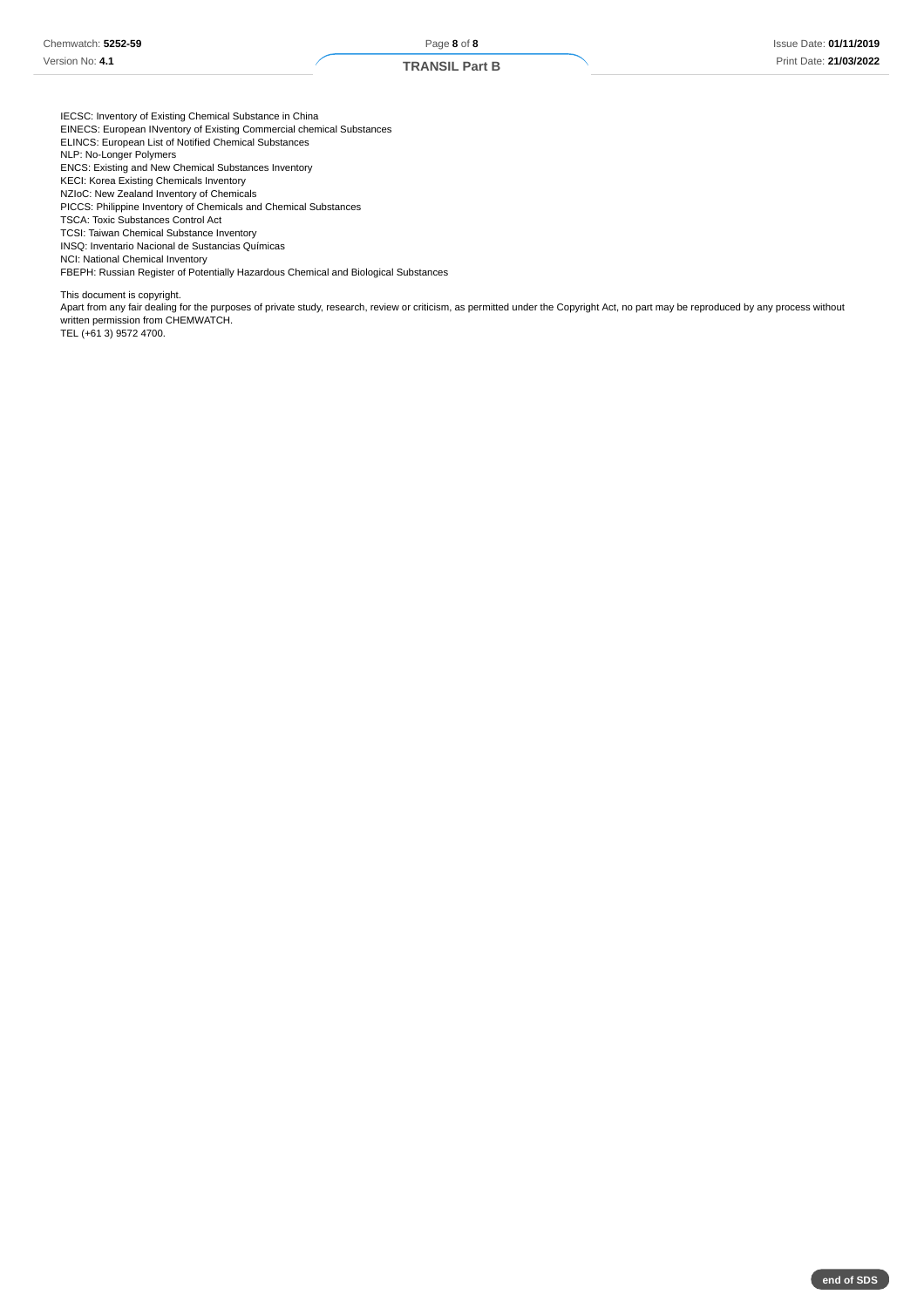IECSC: Inventory of Existing Chemical Substance in China
EINECS: European INventory of Existing Commercial chemical Substances
ELINCS: European List of Notified Chemical Substances
NLP: No-Longer Polymers
ENCS: Existing and New Chemical Substances Inventory
KECI: Korea Existing Chemicals Inventory
NZIoC: New Zealand Inventory of Chemicals
PICCS: Philippine Inventory of Chemicals and Chemical Substances
TSCA: Toxic Substances Control Act
TCSI: Taiwan Chemical Substance Inventory
INSQ: Inventario Nacional de Sustancias Químicas
NCI: National Chemical Inventory
FBEPH: Russian Register of Potentially Hazardous Chemical and Biological Substances

This document is copyright.
Apart from any fair dealing for the purposes of private study, research, review or criticism, as permitted under the Copyright Act, no part may be reproduced by any process without written permission from CHEMWATCH.
TEL (+61 3) 9572 4700.

**end of SDS**